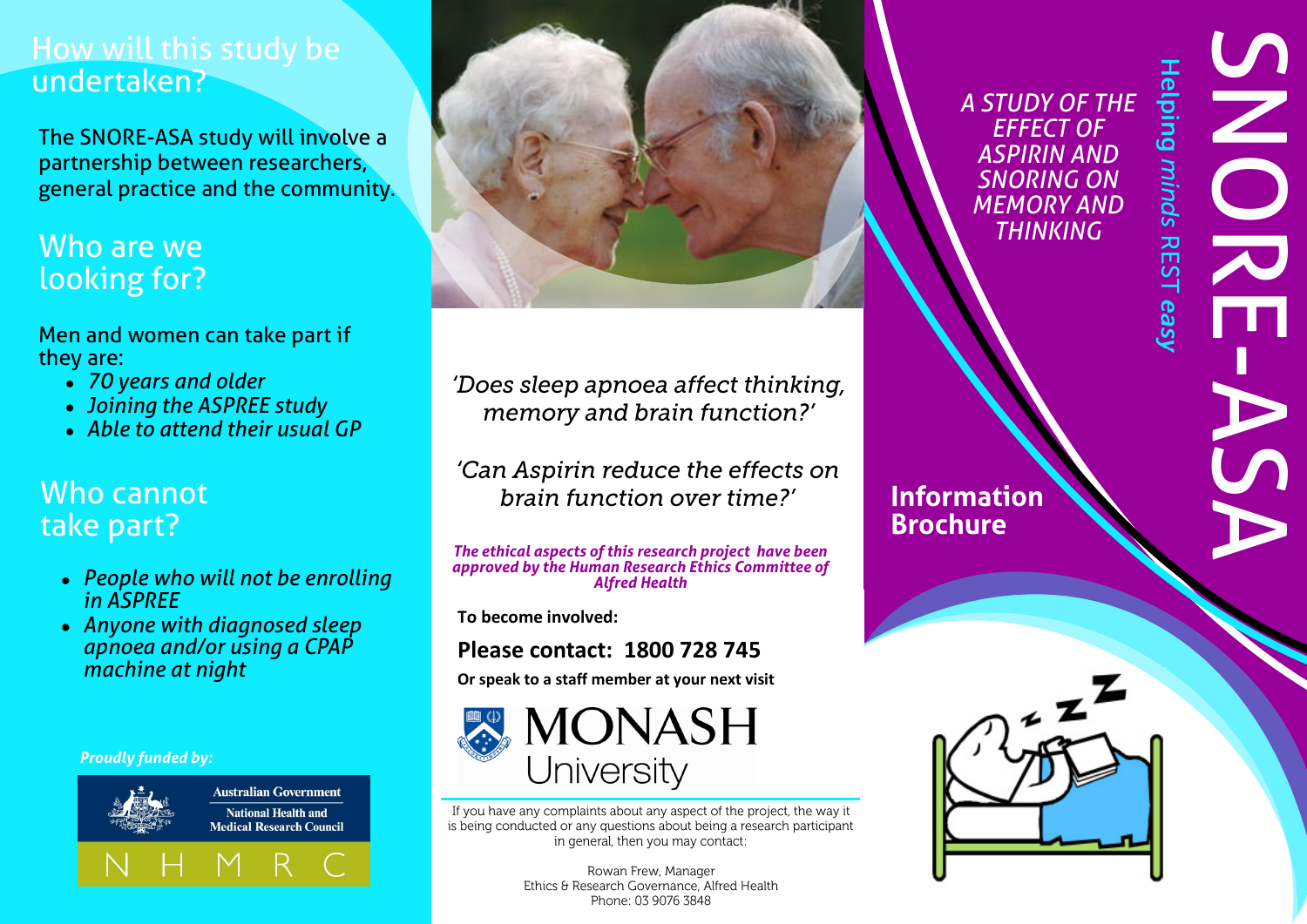## How will this study be undertaken?

The SNORE-ASA study will involve a partnership between researchers, general practice and the community.

## Who are we looking for?

Men and women can take part if they are:

- *70 years and older*
- *Joining the ASPREE study*
- *Able to attend their usual GP*

## Who cannot take part?

- *People who will not be enrolling in ASPREE*
- *Anyone with diagnosed sleep apnoea and/or using a CPAP machine at night*

***Proudly funded by:***

Australian Government
National Health and Medical Research Council
NHMRC

*'Does sleep apnoea affect thinking, memory and brain function?'*

*'Can Aspirin reduce the effects on brain function over time?'*

***The ethical aspects of this research project have been approved by the Human Research Ethics Committee of Alfred Health***

**To become involved:**

**Please contact: 1800 728 745**

**Or speak to a staff member at your next visit**

MONASH University

If you have any complaints about any aspect of the project, the way it is being conducted or any questions about being a research participant in general, then you may contact:

Rowan Frew, Manager
Ethics & Research Governance, Alfred Health
Phone: 03 9076 3848

# SNORE-ASA

Helping *minds* REST *easy*

*A STUDY OF THE EFFECT OF ASPIRIN AND SNORING ON MEMORY AND THINKING*

**Information Brochure**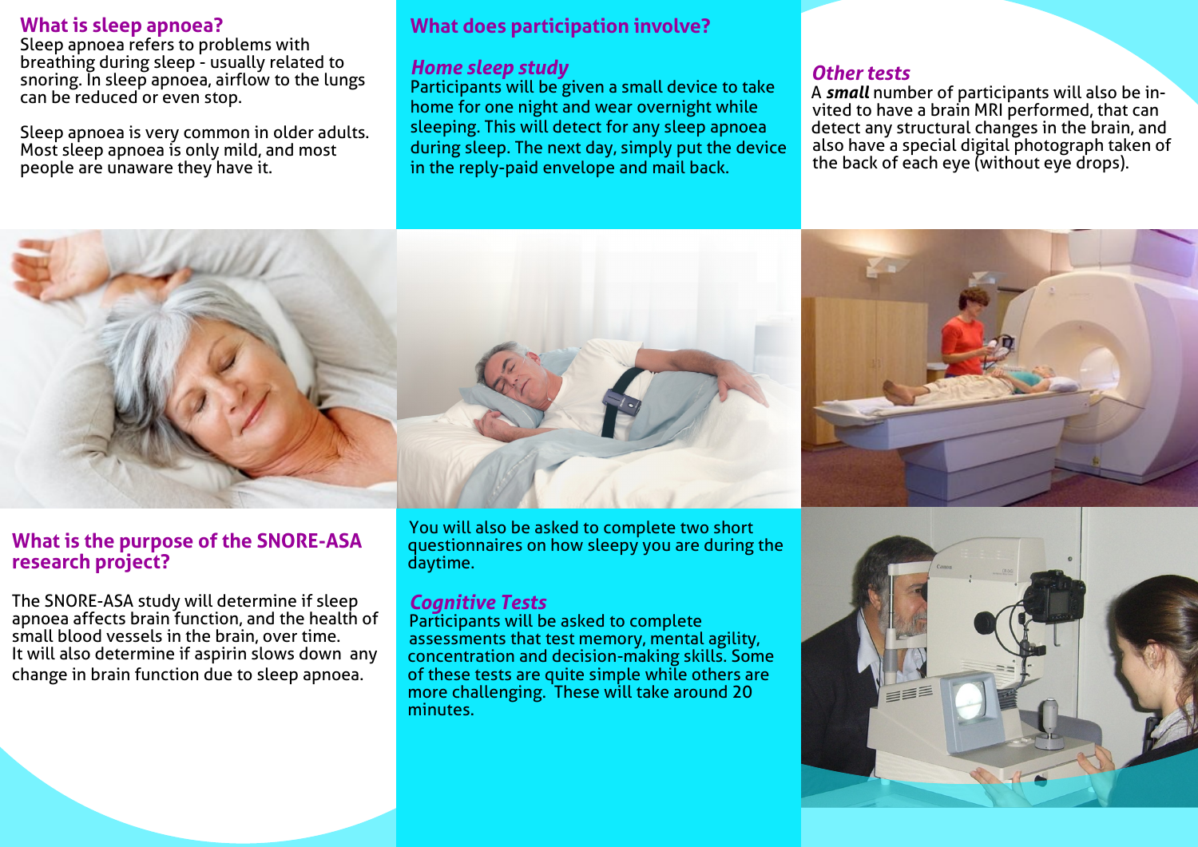## What is sleep apnoea?

Sleep apnoea refers to problems with breathing during sleep - usually related to snoring. In sleep apnoea, airflow to the lungs can be reduced or even stop.

Sleep apnoea is very common in older adults. Most sleep apnoea is only mild, and most people are unaware they have it.

## What is the purpose of the SNORE-ASA research project?

The SNORE-ASA study will determine if sleep apnoea affects brain function, and the health of small blood vessels in the brain, over time. It will also determine if aspirin slows down any change in brain function due to sleep apnoea.

## What does participation involve?

### *Home sleep study*

Participants will be given a small device to take home for one night and wear overnight while sleeping. This will detect for any sleep apnoea during sleep. The next day, simply put the device in the reply-paid envelope and mail back.

You will also be asked to complete two short questionnaires on how sleepy you are during the daytime.

### *Cognitive Tests*

Participants will be asked to complete assessments that test memory, mental agility, concentration and decision-making skills. Some of these tests are quite simple while others are more challenging. These will take around 20 minutes.

### *Other tests*

A ***small*** number of participants will also be invited to have a brain MRI performed, that can detect any structural changes in the brain, and also have a special digital photograph taken of the back of each eye (without eye drops).